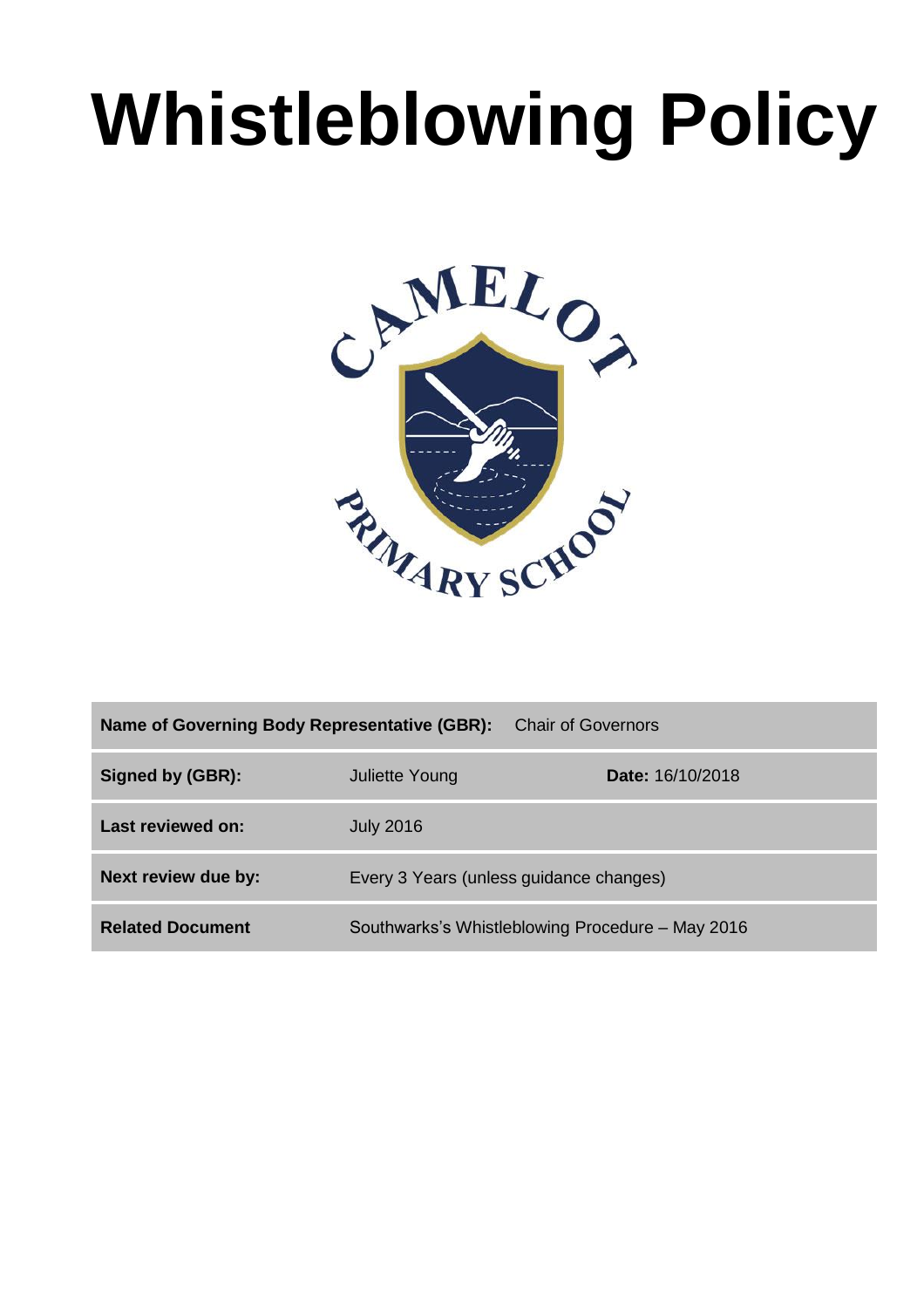# Whistleblowing Policy

CAMELOT PRIMARY SCHOOL

| | | |
|---|---|---|
| **Name of Governing Body Representative (GBR):** | Chair of Governors | |
| **Signed by (GBR):** | Juliette Young | **Date:** 16/10/2018 |
| **Last reviewed on:** | July 2016 | |
| **Next review due by:** | Every 3 Years (unless guidance changes) | |
| **Related Document** | Southwarks's Whistleblowing Procedure – May 2016 | |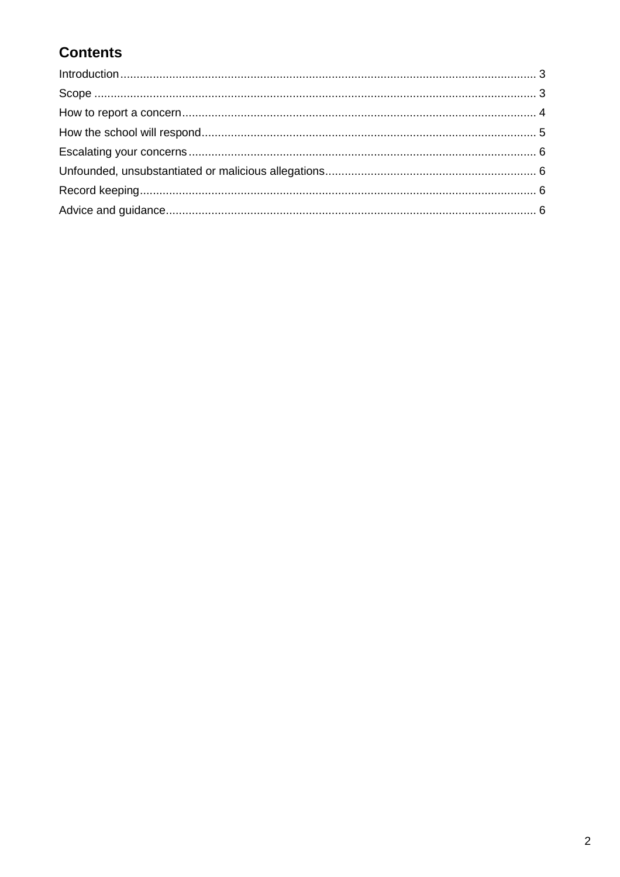## Contents

Introduction ........................................................................................................................ 3

Scope .................................................................................................................................. 3

How to report a concern .................................................................................................... 4

How the school will respond .............................................................................................. 5

Escalating your concerns ................................................................................................... 6

Unfounded, unsubstantiated or malicious allegations ........................................................ 6

Record keeping .................................................................................................................. 6

Advice and guidance .......................................................................................................... 6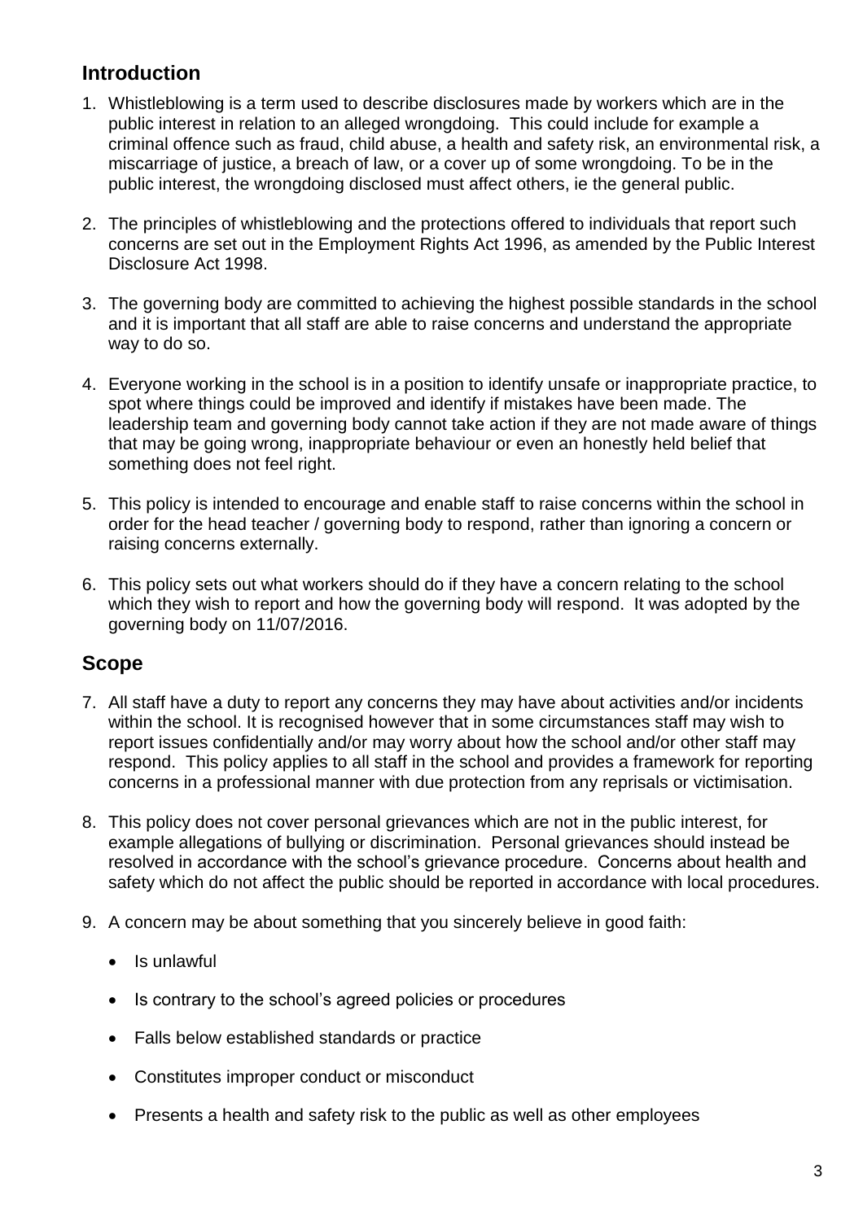## Introduction

1. Whistleblowing is a term used to describe disclosures made by workers which are in the public interest in relation to an alleged wrongdoing. This could include for example a criminal offence such as fraud, child abuse, a health and safety risk, an environmental risk, a miscarriage of justice, a breach of law, or a cover up of some wrongdoing. To be in the public interest, the wrongdoing disclosed must affect others, ie the general public.

2. The principles of whistleblowing and the protections offered to individuals that report such concerns are set out in the Employment Rights Act 1996, as amended by the Public Interest Disclosure Act 1998.

3. The governing body are committed to achieving the highest possible standards in the school and it is important that all staff are able to raise concerns and understand the appropriate way to do so.

4. Everyone working in the school is in a position to identify unsafe or inappropriate practice, to spot where things could be improved and identify if mistakes have been made. The leadership team and governing body cannot take action if they are not made aware of things that may be going wrong, inappropriate behaviour or even an honestly held belief that something does not feel right.

5. This policy is intended to encourage and enable staff to raise concerns within the school in order for the head teacher / governing body to respond, rather than ignoring a concern or raising concerns externally.

6. This policy sets out what workers should do if they have a concern relating to the school which they wish to report and how the governing body will respond. It was adopted by the governing body on 11/07/2016.

## Scope

7. All staff have a duty to report any concerns they may have about activities and/or incidents within the school. It is recognised however that in some circumstances staff may wish to report issues confidentially and/or may worry about how the school and/or other staff may respond. This policy applies to all staff in the school and provides a framework for reporting concerns in a professional manner with due protection from any reprisals or victimisation.

8. This policy does not cover personal grievances which are not in the public interest, for example allegations of bullying or discrimination. Personal grievances should instead be resolved in accordance with the school's grievance procedure. Concerns about health and safety which do not affect the public should be reported in accordance with local procedures.

9. A concern may be about something that you sincerely believe in good faith:

    - Is unlawful
    - Is contrary to the school's agreed policies or procedures
    - Falls below established standards or practice
    - Constitutes improper conduct or misconduct
    - Presents a health and safety risk to the public as well as other employees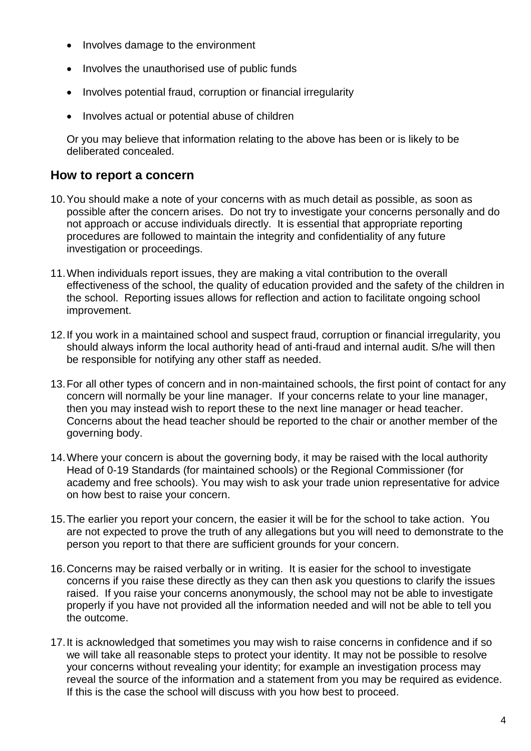- Involves damage to the environment
- Involves the unauthorised use of public funds
- Involves potential fraud, corruption or financial irregularity
- Involves actual or potential abuse of children

Or you may believe that information relating to the above has been or is likely to be deliberated concealed.

## How to report a concern

10. You should make a note of your concerns with as much detail as possible, as soon as possible after the concern arises. Do not try to investigate your concerns personally and do not approach or accuse individuals directly. It is essential that appropriate reporting procedures are followed to maintain the integrity and confidentiality of any future investigation or proceedings.

11. When individuals report issues, they are making a vital contribution to the overall effectiveness of the school, the quality of education provided and the safety of the children in the school. Reporting issues allows for reflection and action to facilitate ongoing school improvement.

12. If you work in a maintained school and suspect fraud, corruption or financial irregularity, you should always inform the local authority head of anti-fraud and internal audit. S/he will then be responsible for notifying any other staff as needed.

13. For all other types of concern and in non-maintained schools, the first point of contact for any concern will normally be your line manager. If your concerns relate to your line manager, then you may instead wish to report these to the next line manager or head teacher. Concerns about the head teacher should be reported to the chair or another member of the governing body.

14. Where your concern is about the governing body, it may be raised with the local authority Head of 0-19 Standards (for maintained schools) or the Regional Commissioner (for academy and free schools). You may wish to ask your trade union representative for advice on how best to raise your concern.

15. The earlier you report your concern, the easier it will be for the school to take action. You are not expected to prove the truth of any allegations but you will need to demonstrate to the person you report to that there are sufficient grounds for your concern.

16. Concerns may be raised verbally or in writing. It is easier for the school to investigate concerns if you raise these directly as they can then ask you questions to clarify the issues raised. If you raise your concerns anonymously, the school may not be able to investigate properly if you have not provided all the information needed and will not be able to tell you the outcome.

17. It is acknowledged that sometimes you may wish to raise concerns in confidence and if so we will take all reasonable steps to protect your identity. It may not be possible to resolve your concerns without revealing your identity; for example an investigation process may reveal the source of the information and a statement from you may be required as evidence. If this is the case the school will discuss with you how best to proceed.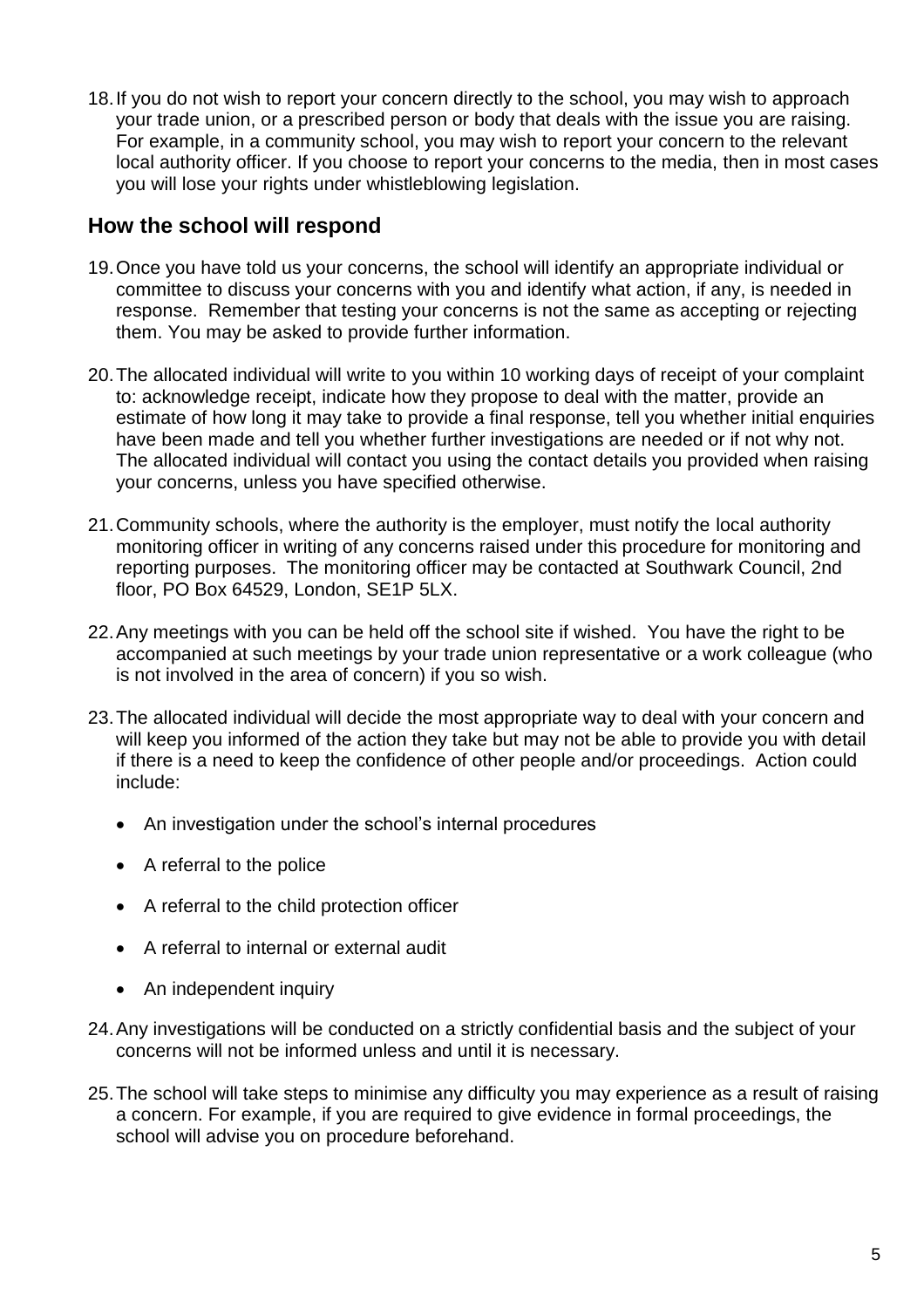18. If you do not wish to report your concern directly to the school, you may wish to approach your trade union, or a prescribed person or body that deals with the issue you are raising. For example, in a community school, you may wish to report your concern to the relevant local authority officer. If you choose to report your concerns to the media, then in most cases you will lose your rights under whistleblowing legislation.

## How the school will respond

19. Once you have told us your concerns, the school will identify an appropriate individual or committee to discuss your concerns with you and identify what action, if any, is needed in response. Remember that testing your concerns is not the same as accepting or rejecting them. You may be asked to provide further information.

20. The allocated individual will write to you within 10 working days of receipt of your complaint to: acknowledge receipt, indicate how they propose to deal with the matter, provide an estimate of how long it may take to provide a final response, tell you whether initial enquiries have been made and tell you whether further investigations are needed or if not why not. The allocated individual will contact you using the contact details you provided when raising your concerns, unless you have specified otherwise.

21. Community schools, where the authority is the employer, must notify the local authority monitoring officer in writing of any concerns raised under this procedure for monitoring and reporting purposes. The monitoring officer may be contacted at Southwark Council, 2nd floor, PO Box 64529, London, SE1P 5LX.

22. Any meetings with you can be held off the school site if wished. You have the right to be accompanied at such meetings by your trade union representative or a work colleague (who is not involved in the area of concern) if you so wish.

23. The allocated individual will decide the most appropriate way to deal with your concern and will keep you informed of the action they take but may not be able to provide you with detail if there is a need to keep the confidence of other people and/or proceedings. Action could include:

    - An investigation under the school's internal procedures
    - A referral to the police
    - A referral to the child protection officer
    - A referral to internal or external audit
    - An independent inquiry

24. Any investigations will be conducted on a strictly confidential basis and the subject of your concerns will not be informed unless and until it is necessary.

25. The school will take steps to minimise any difficulty you may experience as a result of raising a concern. For example, if you are required to give evidence in formal proceedings, the school will advise you on procedure beforehand.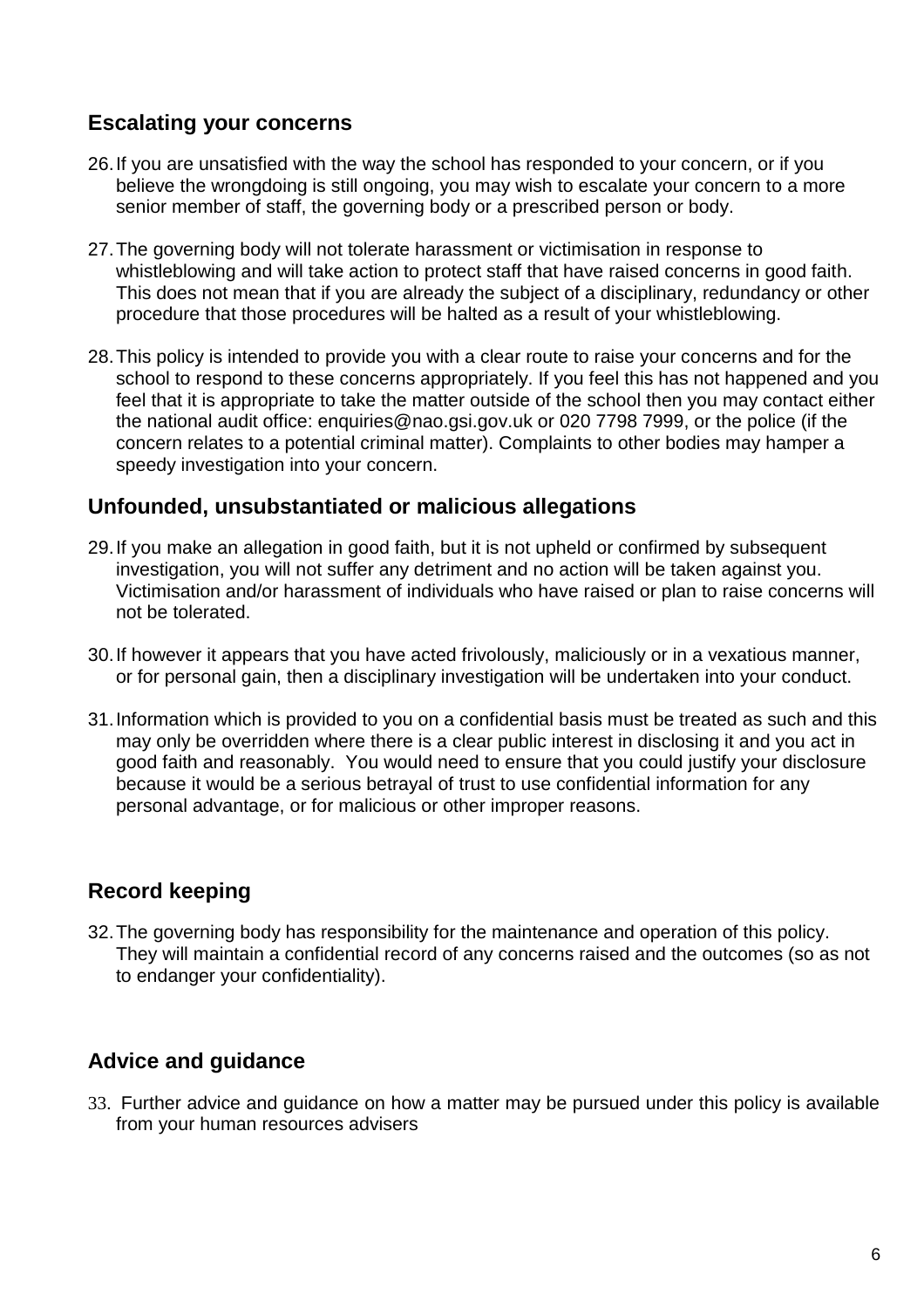## Escalating your concerns

26. If you are unsatisfied with the way the school has responded to your concern, or if you believe the wrongdoing is still ongoing, you may wish to escalate your concern to a more senior member of staff, the governing body or a prescribed person or body.

27. The governing body will not tolerate harassment or victimisation in response to whistleblowing and will take action to protect staff that have raised concerns in good faith. This does not mean that if you are already the subject of a disciplinary, redundancy or other procedure that those procedures will be halted as a result of your whistleblowing.

28. This policy is intended to provide you with a clear route to raise your concerns and for the school to respond to these concerns appropriately. If you feel this has not happened and you feel that it is appropriate to take the matter outside of the school then you may contact either the national audit office: enquiries@nao.gsi.gov.uk or 020 7798 7999, or the police (if the concern relates to a potential criminal matter). Complaints to other bodies may hamper a speedy investigation into your concern.

## Unfounded, unsubstantiated or malicious allegations

29. If you make an allegation in good faith, but it is not upheld or confirmed by subsequent investigation, you will not suffer any detriment and no action will be taken against you. Victimisation and/or harassment of individuals who have raised or plan to raise concerns will not be tolerated.

30. If however it appears that you have acted frivolously, maliciously or in a vexatious manner, or for personal gain, then a disciplinary investigation will be undertaken into your conduct.

31. Information which is provided to you on a confidential basis must be treated as such and this may only be overridden where there is a clear public interest in disclosing it and you act in good faith and reasonably. You would need to ensure that you could justify your disclosure because it would be a serious betrayal of trust to use confidential information for any personal advantage, or for malicious or other improper reasons.

## Record keeping

32. The governing body has responsibility for the maintenance and operation of this policy. They will maintain a confidential record of any concerns raised and the outcomes (so as not to endanger your confidentiality).

## Advice and guidance

33. Further advice and guidance on how a matter may be pursued under this policy is available from your human resources advisers